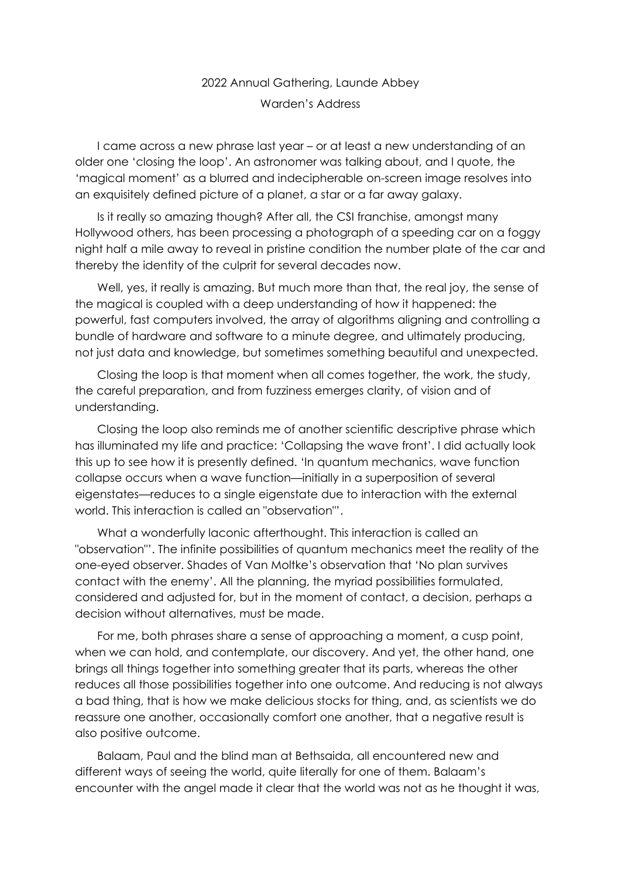2022 Annual Gathering, Launde Abbey

Warden's Address

I came across a new phrase last year – or at least a new understanding of an older one 'closing the loop'. An astronomer was talking about, and I quote, the 'magical moment' as a blurred and indecipherable on-screen image resolves into an exquisitely defined picture of a planet, a star or a far away galaxy.

Is it really so amazing though? After all, the CSI franchise, amongst many Hollywood others, has been processing a photograph of a speeding car on a foggy night half a mile away to reveal in pristine condition the number plate of the car and thereby the identity of the culprit for several decades now.

Well, yes, it really is amazing. But much more than that, the real joy, the sense of the magical is coupled with a deep understanding of how it happened: the powerful, fast computers involved, the array of algorithms aligning and controlling a bundle of hardware and software to a minute degree, and ultimately producing, not just data and knowledge, but sometimes something beautiful and unexpected.

Closing the loop is that moment when all comes together, the work, the study, the careful preparation, and from fuzziness emerges clarity, of vision and of understanding.

Closing the loop also reminds me of another scientific descriptive phrase which has illuminated my life and practice: 'Collapsing the wave front'. I did actually look this up to see how it is presently defined. 'In quantum mechanics, wave function collapse occurs when a wave function—initially in a superposition of several eigenstates—reduces to a single eigenstate due to interaction with the external world. This interaction is called an "observation"'.

What a wonderfully laconic afterthought. This interaction is called an "observation"'. The infinite possibilities of quantum mechanics meet the reality of the one-eyed observer. Shades of Van Moltke's observation that 'No plan survives contact with the enemy'. All the planning, the myriad possibilities formulated, considered and adjusted for, but in the moment of contact, a decision, perhaps a decision without alternatives, must be made.

For me, both phrases share a sense of approaching a moment, a cusp point, when we can hold, and contemplate, our discovery. And yet, the other hand, one brings all things together into something greater that its parts, whereas the other reduces all those possibilities together into one outcome. And reducing is not always a bad thing, that is how we make delicious stocks for thing, and, as scientists we do reassure one another, occasionally comfort one another, that a negative result is also positive outcome.

Balaam, Paul and the blind man at Bethsaida, all encountered new and different ways of seeing the world, quite literally for one of them. Balaam's encounter with the angel made it clear that the world was not as he thought it was,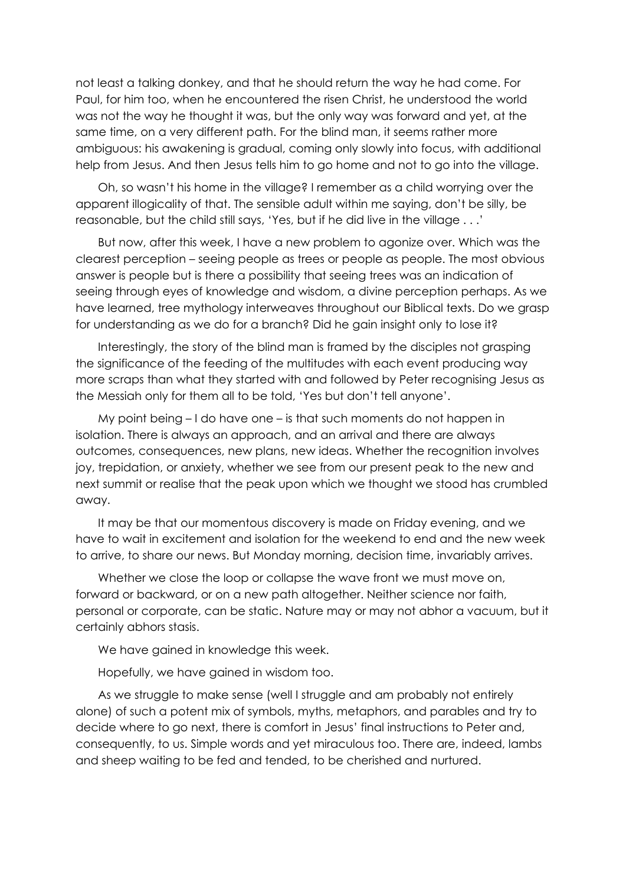not least a talking donkey, and that he should return the way he had come. For Paul, for him too, when he encountered the risen Christ, he understood the world was not the way he thought it was, but the only way was forward and yet, at the same time, on a very different path. For the blind man, it seems rather more ambiguous: his awakening is gradual, coming only slowly into focus, with additional help from Jesus. And then Jesus tells him to go home and not to go into the village.

Oh, so wasn't his home in the village? I remember as a child worrying over the apparent illogicality of that. The sensible adult within me saying, don't be silly, be reasonable, but the child still says, 'Yes, but if he did live in the village . . .'

But now, after this week, I have a new problem to agonize over. Which was the clearest perception – seeing people as trees or people as people. The most obvious answer is people but is there a possibility that seeing trees was an indication of seeing through eyes of knowledge and wisdom, a divine perception perhaps. As we have learned, tree mythology interweaves throughout our Biblical texts. Do we grasp for understanding as we do for a branch? Did he gain insight only to lose it?

Interestingly, the story of the blind man is framed by the disciples not grasping the significance of the feeding of the multitudes with each event producing way more scraps than what they started with and followed by Peter recognising Jesus as the Messiah only for them all to be told, 'Yes but don't tell anyone'.

My point being – I do have one – is that such moments do not happen in isolation. There is always an approach, and an arrival and there are always outcomes, consequences, new plans, new ideas. Whether the recognition involves joy, trepidation, or anxiety, whether we see from our present peak to the new and next summit or realise that the peak upon which we thought we stood has crumbled away.

It may be that our momentous discovery is made on Friday evening, and we have to wait in excitement and isolation for the weekend to end and the new week to arrive, to share our news. But Monday morning, decision time, invariably arrives.

Whether we close the loop or collapse the wave front we must move on, forward or backward, or on a new path altogether. Neither science nor faith, personal or corporate, can be static. Nature may or may not abhor a vacuum, but it certainly abhors stasis.

We have gained in knowledge this week.

Hopefully, we have gained in wisdom too.

As we struggle to make sense (well I struggle and am probably not entirely alone) of such a potent mix of symbols, myths, metaphors, and parables and try to decide where to go next, there is comfort in Jesus' final instructions to Peter and, consequently, to us. Simple words and yet miraculous too. There are, indeed, lambs and sheep waiting to be fed and tended, to be cherished and nurtured.